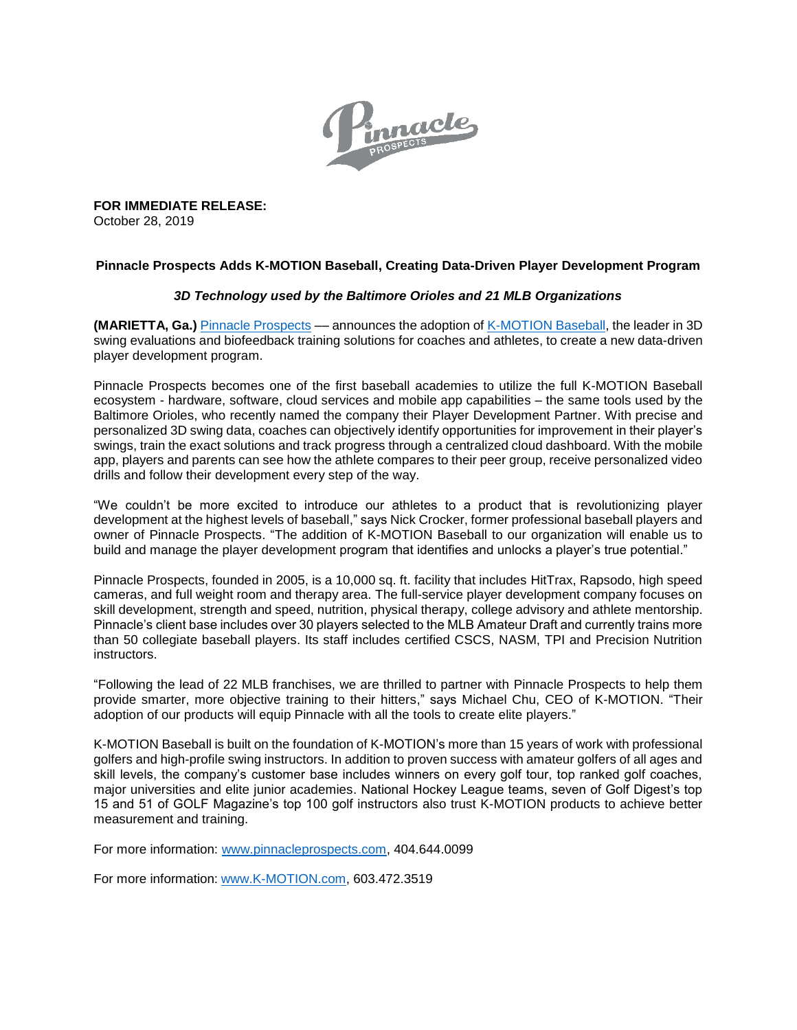**FOR IMMEDIATE RELEASE:**
October 28, 2019

**Pinnacle Prospects Adds K-MOTION Baseball, Creating Data-Driven Player Development Program**

***3D Technology used by the Baltimore Orioles and 21 MLB Organizations***

**(MARIETTA, Ga.)** Pinnacle Prospects –– announces the adoption of K-MOTION Baseball, the leader in 3D swing evaluations and biofeedback training solutions for coaches and athletes, to create a new data-driven player development program.

Pinnacle Prospects becomes one of the first baseball academies to utilize the full K-MOTION Baseball ecosystem - hardware, software, cloud services and mobile app capabilities – the same tools used by the Baltimore Orioles, who recently named the company their Player Development Partner. With precise and personalized 3D swing data, coaches can objectively identify opportunities for improvement in their player's swings, train the exact solutions and track progress through a centralized cloud dashboard. With the mobile app, players and parents can see how the athlete compares to their peer group, receive personalized video drills and follow their development every step of the way.

"We couldn't be more excited to introduce our athletes to a product that is revolutionizing player development at the highest levels of baseball," says Nick Crocker, former professional baseball players and owner of Pinnacle Prospects. "The addition of K-MOTION Baseball to our organization will enable us to build and manage the player development program that identifies and unlocks a player's true potential."

Pinnacle Prospects, founded in 2005, is a 10,000 sq. ft. facility that includes HitTrax, Rapsodo, high speed cameras, and full weight room and therapy area. The full-service player development company focuses on skill development, strength and speed, nutrition, physical therapy, college advisory and athlete mentorship. Pinnacle's client base includes over 30 players selected to the MLB Amateur Draft and currently trains more than 50 collegiate baseball players. Its staff includes certified CSCS, NASM, TPI and Precision Nutrition instructors.

"Following the lead of 22 MLB franchises, we are thrilled to partner with Pinnacle Prospects to help them provide smarter, more objective training to their hitters," says Michael Chu, CEO of K-MOTION. "Their adoption of our products will equip Pinnacle with all the tools to create elite players."

K-MOTION Baseball is built on the foundation of K-MOTION's more than 15 years of work with professional golfers and high-profile swing instructors. In addition to proven success with amateur golfers of all ages and skill levels, the company's customer base includes winners on every golf tour, top ranked golf coaches, major universities and elite junior academies. National Hockey League teams, seven of Golf Digest's top 15 and 51 of GOLF Magazine's top 100 golf instructors also trust K-MOTION products to achieve better measurement and training.

For more information: www.pinnacleprospects.com, 404.644.0099

For more information: www.K-MOTION.com, 603.472.3519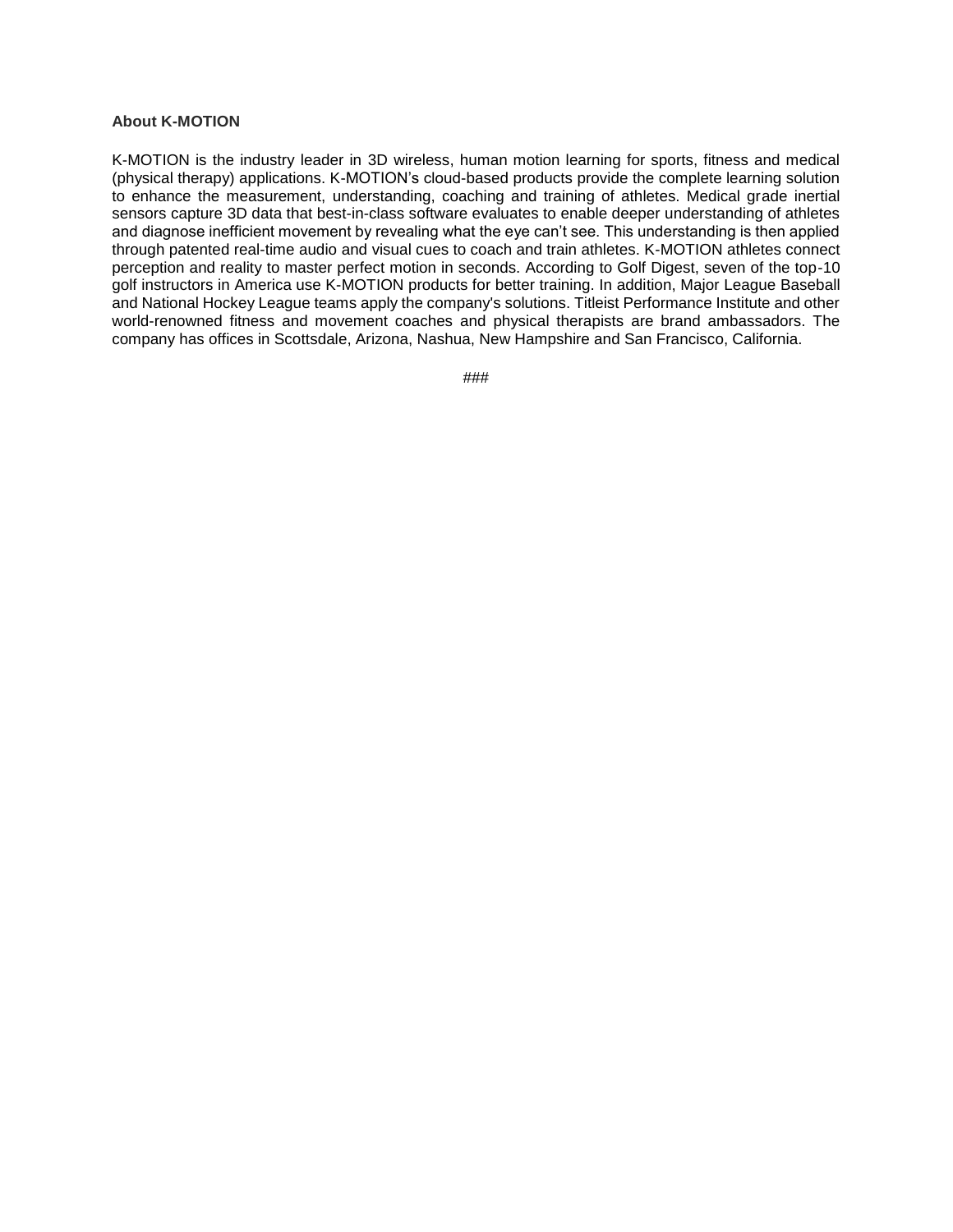**About K-MOTION**

K-MOTION is the industry leader in 3D wireless, human motion learning for sports, fitness and medical (physical therapy) applications. K-MOTION's cloud-based products provide the complete learning solution to enhance the measurement, understanding, coaching and training of athletes. Medical grade inertial sensors capture 3D data that best-in-class software evaluates to enable deeper understanding of athletes and diagnose inefficient movement by revealing what the eye can't see. This understanding is then applied through patented real-time audio and visual cues to coach and train athletes. K-MOTION athletes connect perception and reality to master perfect motion in seconds. According to Golf Digest, seven of the top-10 golf instructors in America use K-MOTION products for better training. In addition, Major League Baseball and National Hockey League teams apply the company's solutions. Titleist Performance Institute and other world-renowned fitness and movement coaches and physical therapists are brand ambassadors. The company has offices in Scottsdale, Arizona, Nashua, New Hampshire and San Francisco, California.

###